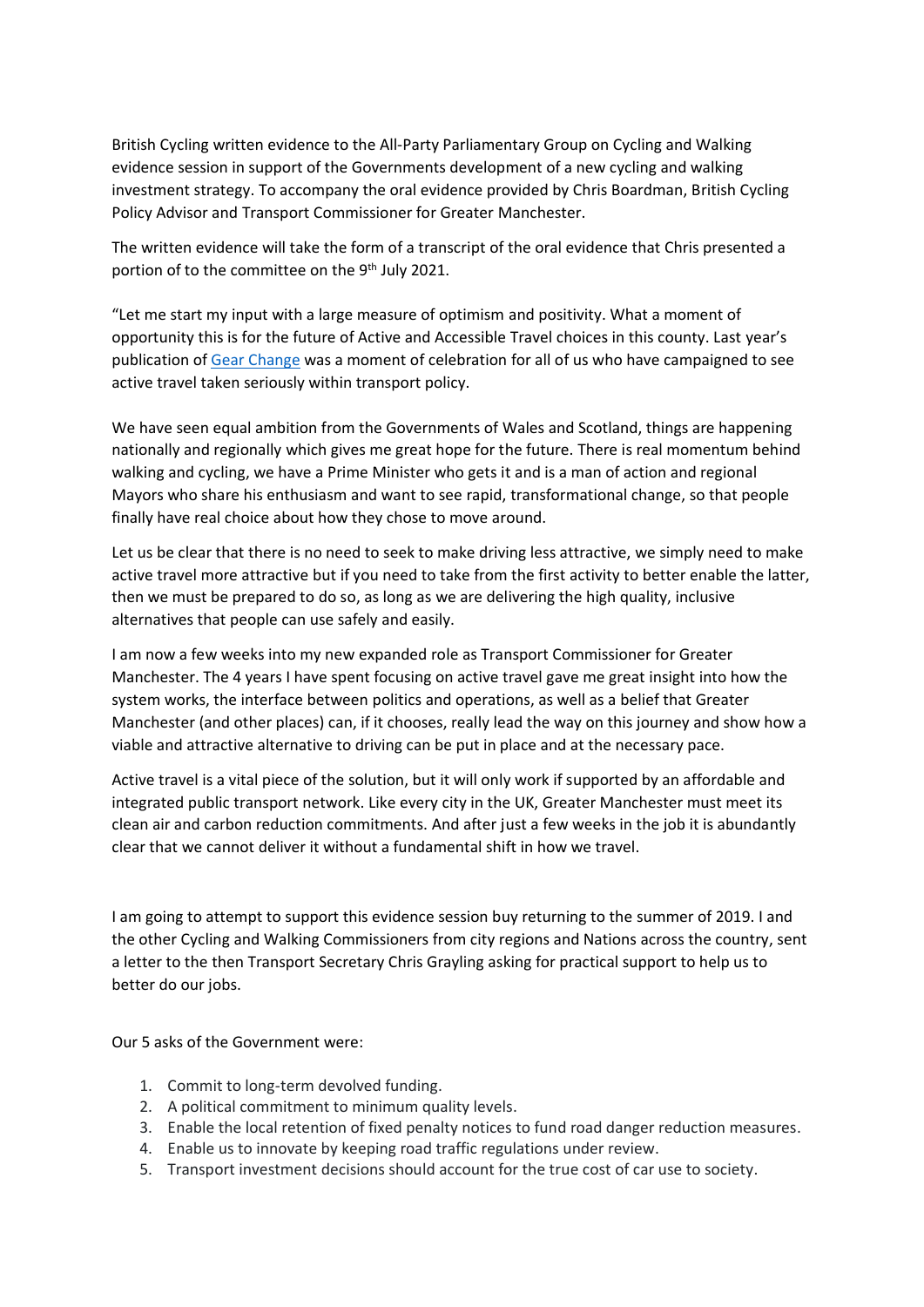British Cycling written evidence to the All-Party Parliamentary Group on Cycling and Walking evidence session in support of the Governments development of a new cycling and walking investment strategy. To accompany the oral evidence provided by Chris Boardman, British Cycling Policy Advisor and Transport Commissioner for Greater Manchester.

The written evidence will take the form of a transcript of the oral evidence that Chris presented a portion of to the committee on the 9th July 2021.

"Let me start my input with a large measure of optimism and positivity. What a moment of opportunity this is for the future of Active and Accessible Travel choices in this county. Last year's publication of [Gear Change] was a moment of celebration for all of us who have campaigned to see active travel taken seriously within transport policy.

We have seen equal ambition from the Governments of Wales and Scotland, things are happening nationally and regionally which gives me great hope for the future. There is real momentum behind walking and cycling, we have a Prime Minister who gets it and is a man of action and regional Mayors who share his enthusiasm and want to see rapid, transformational change, so that people finally have real choice about how they chose to move around.

Let us be clear that there is no need to seek to make driving less attractive, we simply need to make active travel more attractive but if you need to take from the first activity to better enable the latter, then we must be prepared to do so, as long as we are delivering the high quality, inclusive alternatives that people can use safely and easily.

I am now a few weeks into my new expanded role as Transport Commissioner for Greater Manchester. The 4 years I have spent focusing on active travel gave me great insight into how the system works, the interface between politics and operations, as well as a belief that Greater Manchester (and other places) can, if it chooses, really lead the way on this journey and show how a viable and attractive alternative to driving can be put in place and at the necessary pace.

Active travel is a vital piece of the solution, but it will only work if supported by an affordable and integrated public transport network. Like every city in the UK, Greater Manchester must meet its clean air and carbon reduction commitments. And after just a few weeks in the job it is abundantly clear that we cannot deliver it without a fundamental shift in how we travel.

I am going to attempt to support this evidence session buy returning to the summer of 2019. I and the other Cycling and Walking Commissioners from city regions and Nations across the country, sent a letter to the then Transport Secretary Chris Grayling asking for practical support to help us to better do our jobs.

Our 5 asks of the Government were:

1. Commit to long-term devolved funding.
2. A political commitment to minimum quality levels.
3. Enable the local retention of fixed penalty notices to fund road danger reduction measures.
4. Enable us to innovate by keeping road traffic regulations under review.
5. Transport investment decisions should account for the true cost of car use to society.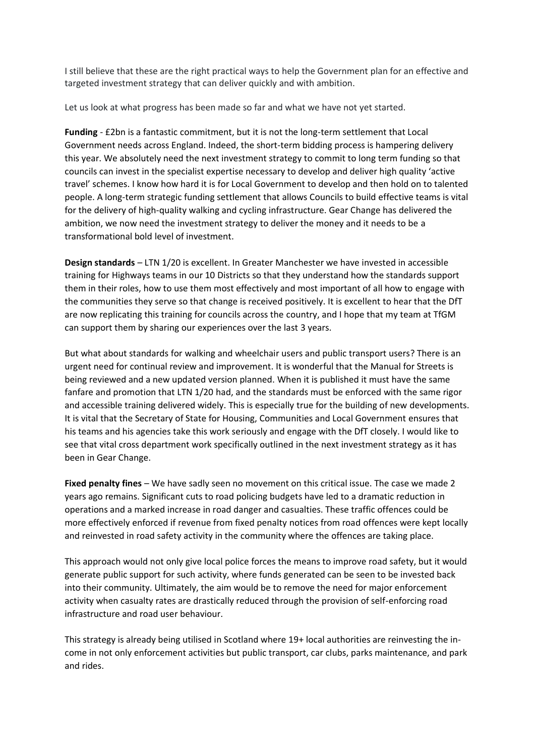I still believe that these are the right practical ways to help the Government plan for an effective and targeted investment strategy that can deliver quickly and with ambition.

Let us look at what progress has been made so far and what we have not yet started.

**Funding** - £2bn is a fantastic commitment, but it is not the long-term settlement that Local Government needs across England. Indeed, the short-term bidding process is hampering delivery this year. We absolutely need the next investment strategy to commit to long term funding so that councils can invest in the specialist expertise necessary to develop and deliver high quality 'active travel' schemes. I know how hard it is for Local Government to develop and then hold on to talented people. A long-term strategic funding settlement that allows Councils to build effective teams is vital for the delivery of high-quality walking and cycling infrastructure. Gear Change has delivered the ambition, we now need the investment strategy to deliver the money and it needs to be a transformational bold level of investment.

**Design standards** – LTN 1/20 is excellent. In Greater Manchester we have invested in accessible training for Highways teams in our 10 Districts so that they understand how the standards support them in their roles, how to use them most effectively and most important of all how to engage with the communities they serve so that change is received positively. It is excellent to hear that the DfT are now replicating this training for councils across the country, and I hope that my team at TfGM can support them by sharing our experiences over the last 3 years.

But what about standards for walking and wheelchair users and public transport users? There is an urgent need for continual review and improvement. It is wonderful that the Manual for Streets is being reviewed and a new updated version planned. When it is published it must have the same fanfare and promotion that LTN 1/20 had, and the standards must be enforced with the same rigor and accessible training delivered widely. This is especially true for the building of new developments. It is vital that the Secretary of State for Housing, Communities and Local Government ensures that his teams and his agencies take this work seriously and engage with the DfT closely. I would like to see that vital cross department work specifically outlined in the next investment strategy as it has been in Gear Change.

**Fixed penalty fines** – We have sadly seen no movement on this critical issue. The case we made 2 years ago remains. Significant cuts to road policing budgets have led to a dramatic reduction in operations and a marked increase in road danger and casualties. These traffic offences could be more effectively enforced if revenue from fixed penalty notices from road offences were kept locally and reinvested in road safety activity in the community where the offences are taking place.

This approach would not only give local police forces the means to improve road safety, but it would generate public support for such activity, where funds generated can be seen to be invested back into their community. Ultimately, the aim would be to remove the need for major enforcement activity when casualty rates are drastically reduced through the provision of self-enforcing road infrastructure and road user behaviour.

This strategy is already being utilised in Scotland where 19+ local authorities are reinvesting the income in not only enforcement activities but public transport, car clubs, parks maintenance, and park and rides.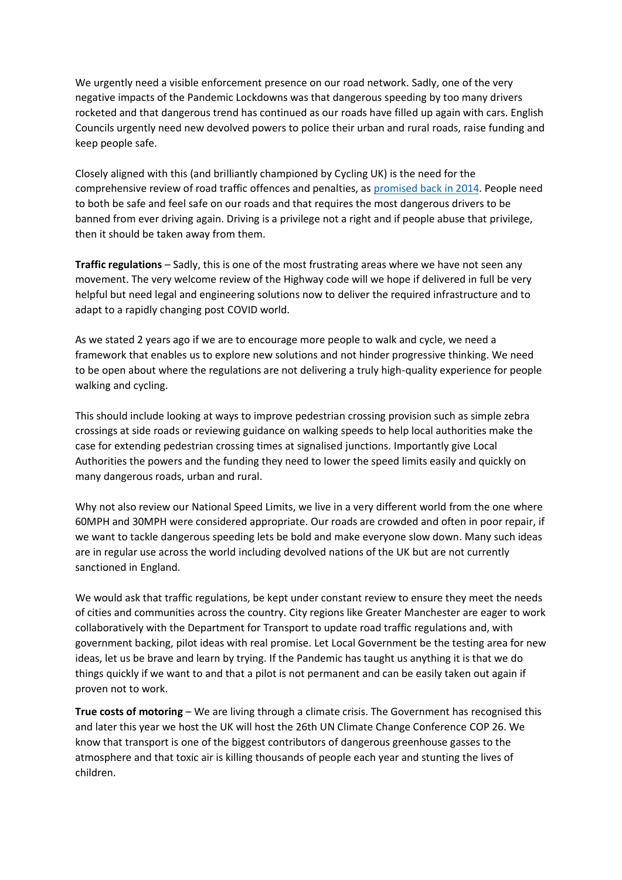We urgently need a visible enforcement presence on our road network. Sadly, one of the very negative impacts of the Pandemic Lockdowns was that dangerous speeding by too many drivers rocketed and that dangerous trend has continued as our roads have filled up again with cars. English Councils urgently need new devolved powers to police their urban and rural roads, raise funding and keep people safe.

Closely aligned with this (and brilliantly championed by Cycling UK) is the need for the comprehensive review of road traffic offences and penalties, as promised back in 2014. People need to both be safe and feel safe on our roads and that requires the most dangerous drivers to be banned from ever driving again. Driving is a privilege not a right and if people abuse that privilege, then it should be taken away from them.

**Traffic regulations** – Sadly, this is one of the most frustrating areas where we have not seen any movement. The very welcome review of the Highway code will we hope if delivered in full be very helpful but need legal and engineering solutions now to deliver the required infrastructure and to adapt to a rapidly changing post COVID world.

As we stated 2 years ago if we are to encourage more people to walk and cycle, we need a framework that enables us to explore new solutions and not hinder progressive thinking. We need to be open about where the regulations are not delivering a truly high-quality experience for people walking and cycling.

This should include looking at ways to improve pedestrian crossing provision such as simple zebra crossings at side roads or reviewing guidance on walking speeds to help local authorities make the case for extending pedestrian crossing times at signalised junctions. Importantly give Local Authorities the powers and the funding they need to lower the speed limits easily and quickly on many dangerous roads, urban and rural.

Why not also review our National Speed Limits, we live in a very different world from the one where 60MPH and 30MPH were considered appropriate. Our roads are crowded and often in poor repair, if we want to tackle dangerous speeding lets be bold and make everyone slow down. Many such ideas are in regular use across the world including devolved nations of the UK but are not currently sanctioned in England.

We would ask that traffic regulations, be kept under constant review to ensure they meet the needs of cities and communities across the country. City regions like Greater Manchester are eager to work collaboratively with the Department for Transport to update road traffic regulations and, with government backing, pilot ideas with real promise. Let Local Government be the testing area for new ideas, let us be brave and learn by trying. If the Pandemic has taught us anything it is that we do things quickly if we want to and that a pilot is not permanent and can be easily taken out again if proven not to work.

**True costs of motoring** – We are living through a climate crisis. The Government has recognised this and later this year we host the UK will host the 26th UN Climate Change Conference COP 26. We know that transport is one of the biggest contributors of dangerous greenhouse gasses to the atmosphere and that toxic air is killing thousands of people each year and stunting the lives of children.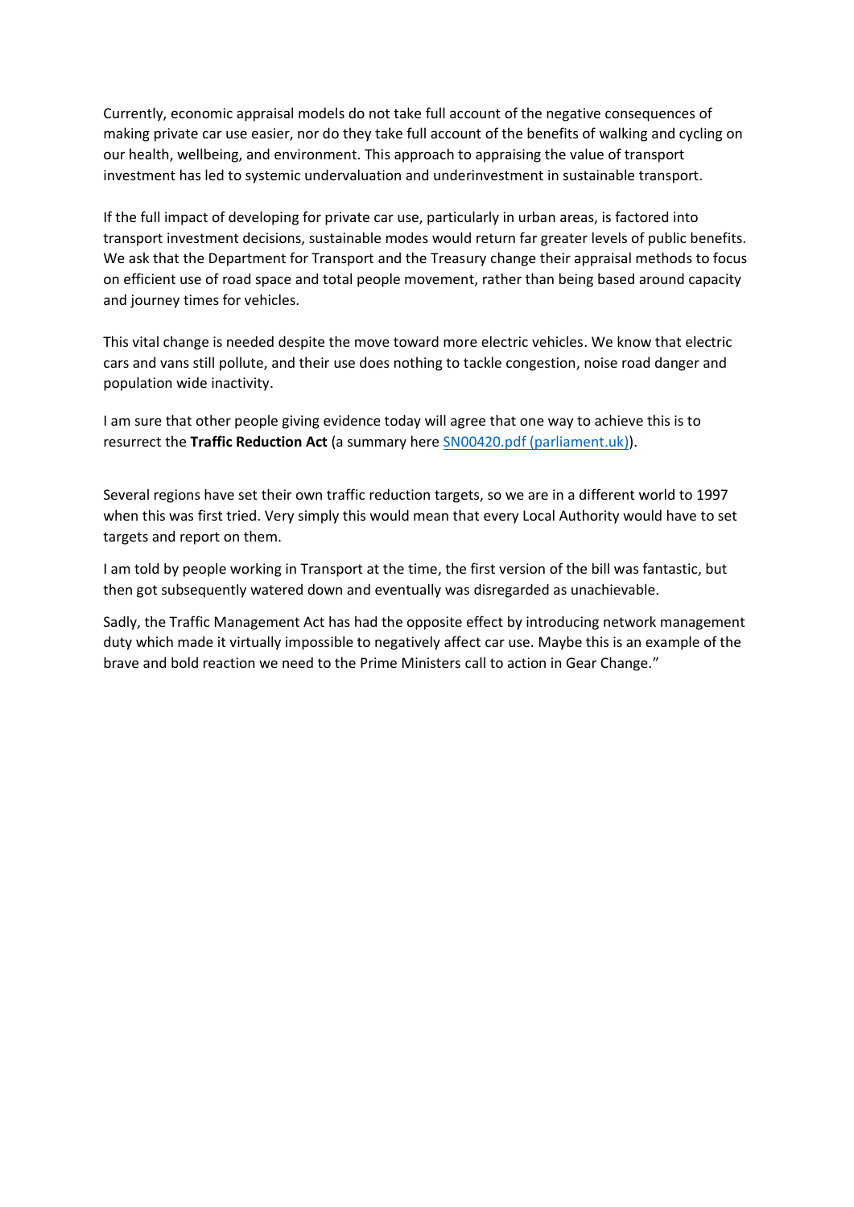Currently, economic appraisal models do not take full account of the negative consequences of making private car use easier, nor do they take full account of the benefits of walking and cycling on our health, wellbeing, and environment. This approach to appraising the value of transport investment has led to systemic undervaluation and underinvestment in sustainable transport.

If the full impact of developing for private car use, particularly in urban areas, is factored into transport investment decisions, sustainable modes would return far greater levels of public benefits. We ask that the Department for Transport and the Treasury change their appraisal methods to focus on efficient use of road space and total people movement, rather than being based around capacity and journey times for vehicles.

This vital change is needed despite the move toward more electric vehicles. We know that electric cars and vans still pollute, and their use does nothing to tackle congestion, noise road danger and population wide inactivity.

I am sure that other people giving evidence today will agree that one way to achieve this is to resurrect the **Traffic Reduction Act** (a summary here [SN00420.pdf (parliament.uk)]).

Several regions have set their own traffic reduction targets, so we are in a different world to 1997 when this was first tried. Very simply this would mean that every Local Authority would have to set targets and report on them.

I am told by people working in Transport at the time, the first version of the bill was fantastic, but then got subsequently watered down and eventually was disregarded as unachievable.

Sadly, the Traffic Management Act has had the opposite effect by introducing network management duty which made it virtually impossible to negatively affect car use. Maybe this is an example of the brave and bold reaction we need to the Prime Ministers call to action in Gear Change."